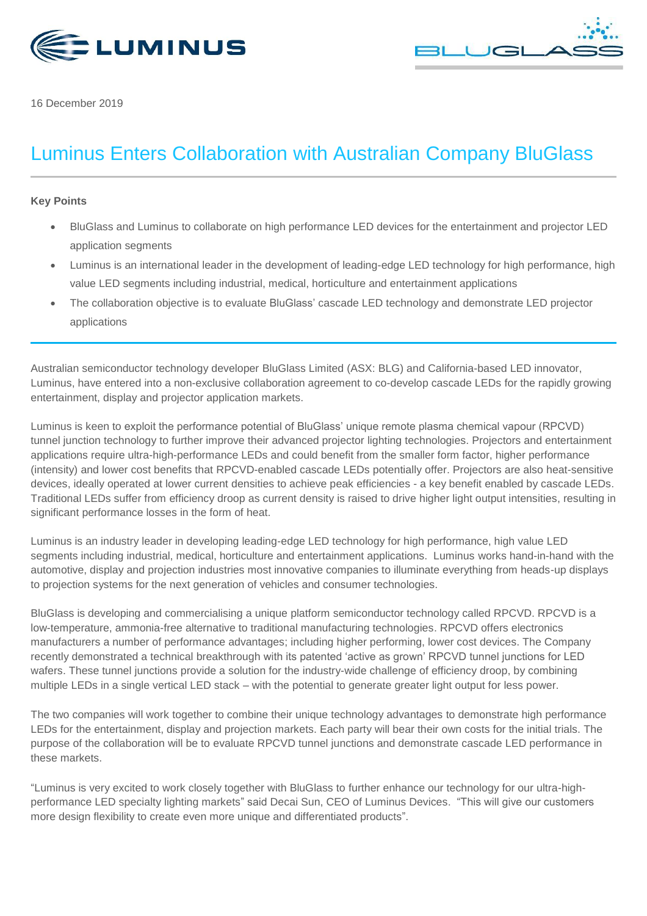16 December 2019

# Luminus Enters Collaboration with Australian Company BluGlass

**Key Points**

- BluGlass and Luminus to collaborate on high performance LED devices for the entertainment and projector LED application segments
- Luminus is an international leader in the development of leading-edge LED technology for high performance, high value LED segments including industrial, medical, horticulture and entertainment applications
- The collaboration objective is to evaluate BluGlass' cascade LED technology and demonstrate LED projector applications

Australian semiconductor technology developer BluGlass Limited (ASX: BLG) and California-based LED innovator, Luminus, have entered into a non-exclusive collaboration agreement to co-develop cascade LEDs for the rapidly growing entertainment, display and projector application markets.

Luminus is keen to exploit the performance potential of BluGlass' unique remote plasma chemical vapour (RPCVD) tunnel junction technology to further improve their advanced projector lighting technologies. Projectors and entertainment applications require ultra-high-performance LEDs and could benefit from the smaller form factor, higher performance (intensity) and lower cost benefits that RPCVD-enabled cascade LEDs potentially offer. Projectors are also heat-sensitive devices, ideally operated at lower current densities to achieve peak efficiencies - a key benefit enabled by cascade LEDs. Traditional LEDs suffer from efficiency droop as current density is raised to drive higher light output intensities, resulting in significant performance losses in the form of heat.

Luminus is an industry leader in developing leading-edge LED technology for high performance, high value LED segments including industrial, medical, horticulture and entertainment applications. Luminus works hand-in-hand with the automotive, display and projection industries most innovative companies to illuminate everything from heads-up displays to projection systems for the next generation of vehicles and consumer technologies.

BluGlass is developing and commercialising a unique platform semiconductor technology called RPCVD. RPCVD is a low-temperature, ammonia-free alternative to traditional manufacturing technologies. RPCVD offers electronics manufacturers a number of performance advantages; including higher performing, lower cost devices. The Company recently demonstrated a technical breakthrough with its patented 'active as grown' RPCVD tunnel junctions for LED wafers. These tunnel junctions provide a solution for the industry-wide challenge of efficiency droop, by combining multiple LEDs in a single vertical LED stack – with the potential to generate greater light output for less power.

The two companies will work together to combine their unique technology advantages to demonstrate high performance LEDs for the entertainment, display and projection markets. Each party will bear their own costs for the initial trials. The purpose of the collaboration will be to evaluate RPCVD tunnel junctions and demonstrate cascade LED performance in these markets.

"Luminus is very excited to work closely together with BluGlass to further enhance our technology for our ultra-high-performance LED specialty lighting markets" said Decai Sun, CEO of Luminus Devices. "This will give our customers more design flexibility to create even more unique and differentiated products".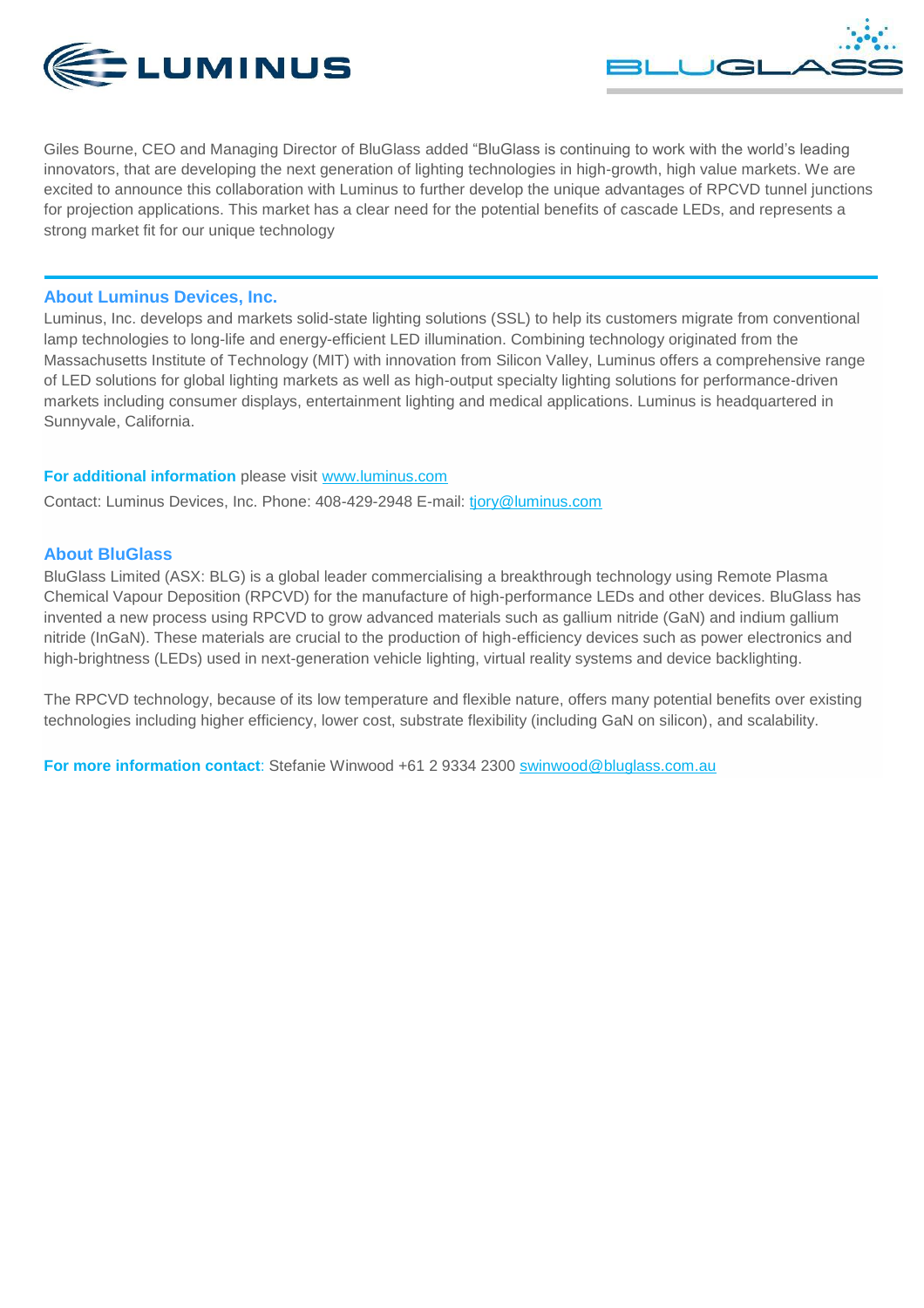Giles Bourne, CEO and Managing Director of BluGlass added "BluGlass is continuing to work with the world's leading innovators, that are developing the next generation of lighting technologies in high-growth, high value markets. We are excited to announce this collaboration with Luminus to further develop the unique advantages of RPCVD tunnel junctions for projection applications. This market has a clear need for the potential benefits of cascade LEDs, and represents a strong market fit for our unique technology

---

## About Luminus Devices, Inc.

Luminus, Inc. develops and markets solid-state lighting solutions (SSL) to help its customers migrate from conventional lamp technologies to long-life and energy-efficient LED illumination. Combining technology originated from the Massachusetts Institute of Technology (MIT) with innovation from Silicon Valley, Luminus offers a comprehensive range of LED solutions for global lighting markets as well as high-output specialty lighting solutions for performance-driven markets including consumer displays, entertainment lighting and medical applications. Luminus is headquartered in Sunnyvale, California.

**For additional information** please visit [www.luminus.com](http://www.luminus.com)

Contact: Luminus Devices, Inc. Phone: 408-429-2948 E-mail: [tjory@luminus.com](mailto:tjory@luminus.com)

## About BluGlass

BluGlass Limited (ASX: BLG) is a global leader commercialising a breakthrough technology using Remote Plasma Chemical Vapour Deposition (RPCVD) for the manufacture of high-performance LEDs and other devices. BluGlass has invented a new process using RPCVD to grow advanced materials such as gallium nitride (GaN) and indium gallium nitride (InGaN). These materials are crucial to the production of high-efficiency devices such as power electronics and high-brightness (LEDs) used in next-generation vehicle lighting, virtual reality systems and device backlighting.

The RPCVD technology, because of its low temperature and flexible nature, offers many potential benefits over existing technologies including higher efficiency, lower cost, substrate flexibility (including GaN on silicon), and scalability.

**For more information contact**: Stefanie Winwood +61 2 9334 2300 [swinwood@bluglass.com.au](mailto:swinwood@bluglass.com.au)